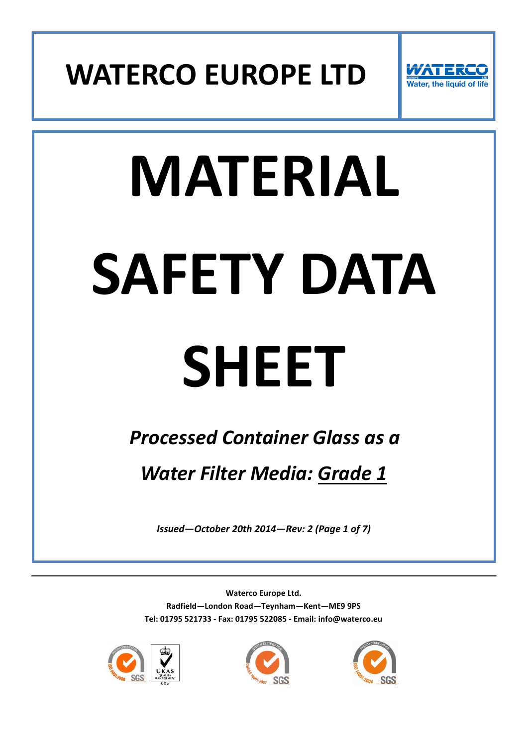# WATERCO EUROPE LTD

Water, the liquid of life

# MATERIAL SAFETY DATA SHEET

***Processed Container Glass as a Water Filter Media: Grade 1***

***Issued—October 20th 2014—Rev: 2***

---

**Waterco Europe Ltd.**

**Radfield—London Road—Teynham—Kent—ME9 9PS**

**Tel: 01795 521733 - Fax: 01795 522085 - Email: info@waterco.eu**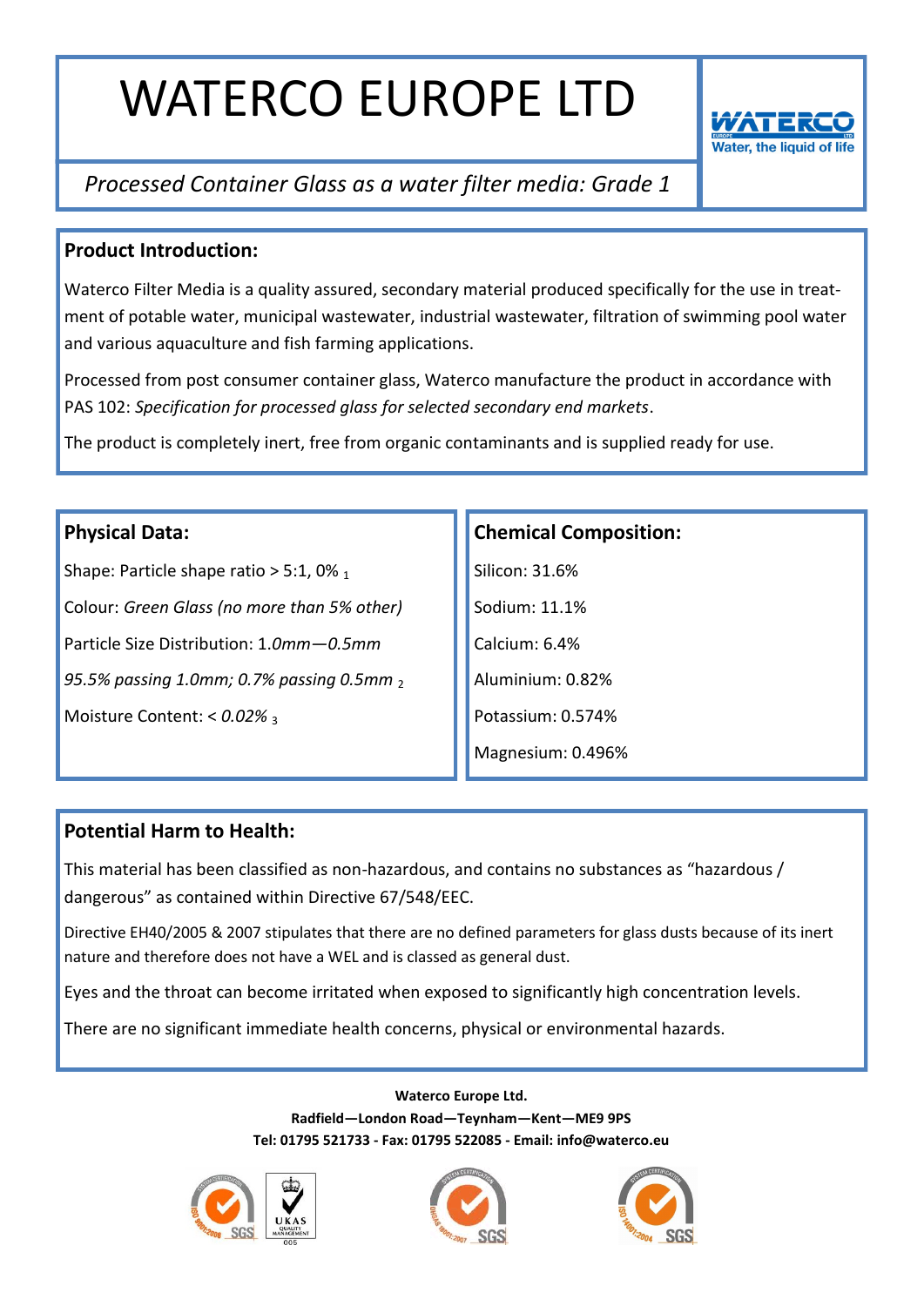# WATERCO EUROPE LTD

*Processed Container Glass as a water filter media: Grade 1*

## Product Introduction:

Waterco Filter Media is a quality assured, secondary material produced specifically for the use in treatment of potable water, municipal wastewater, industrial wastewater, filtration of swimming pool water and various aquaculture and fish farming applications.

Processed from post consumer container glass, Waterco manufacture the product in accordance with PAS 102: *Specification for processed glass for selected secondary end markets*.

The product is completely inert, free from organic contaminants and is supplied ready for use.

## Physical Data:

Shape: Particle shape ratio > 5:1, 0% $_1$

Colour: *Green Glass (no more than 5% other)*

Particle Size Distribution: 1.*0mm—0.5mm*

*95.5% passing 1.0mm; 0.7% passing 0.5mm* $_2$

Moisture Content: < *0.02%* $_3$

## Chemical Composition:

Silicon: 31.6%

Sodium: 11.1%

Calcium: 6.4%

Aluminium: 0.82%

Potassium: 0.574%

Magnesium: 0.496%

## Potential Harm to Health:

This material has been classified as non-hazardous, and contains no substances as "hazardous / dangerous" as contained within Directive 67/548/EEC.

Directive EH40/2005 & 2007 stipulates that there are no defined parameters for glass dusts because of its inert nature and therefore does not have a WEL and is classed as general dust.

Eyes and the throat can become irritated when exposed to significantly high concentration levels.

There are no significant immediate health concerns, physical or environmental hazards.

**Waterco Europe Ltd.**
**Radfield—London Road—Teynham—Kent—ME9 9PS**
**Tel: 01795 521733 - Fax: 01795 522085 - Email: info@waterco.eu**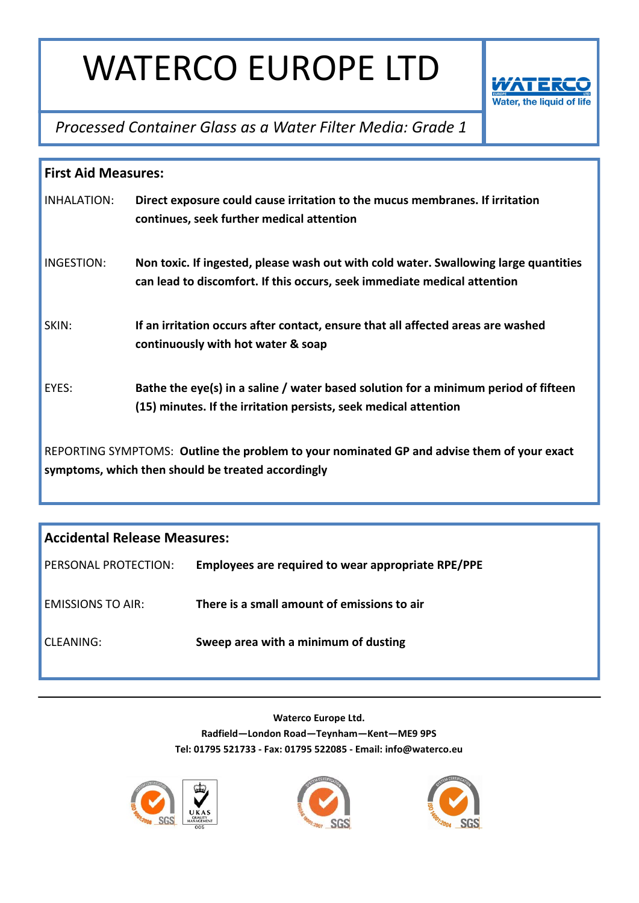# WATERCO EUROPE LTD

*Processed Container Glass as a Water Filter Media: Grade 1*

## First Aid Measures:

INHALATION: **Direct exposure could cause irritation to the mucus membranes. If irritation continues, seek further medical attention**

INGESTION: **Non toxic. If ingested, please wash out with cold water. Swallowing large quantities can lead to discomfort. If this occurs, seek immediate medical attention**

SKIN: **If an irritation occurs after contact, ensure that all affected areas are washed continuously with hot water & soap**

EYES: **Bathe the eye(s) in a saline / water based solution for a minimum period of fifteen (15) minutes. If the irritation persists, seek medical attention**

REPORTING SYMPTOMS: **Outline the problem to your nominated GP and advise them of your exact symptoms, which then should be treated accordingly**

## Accidental Release Measures:

PERSONAL PROTECTION: **Employees are required to wear appropriate RPE/PPE**

EMISSIONS TO AIR: **There is a small amount of emissions to air**

CLEANING: **Sweep area with a minimum of dusting**

---

**Waterco Europe Ltd.**
**Radfield—London Road—Teynham—Kent—ME9 9PS**
**Tel: 01795 521733 - Fax: 01795 522085 - Email: info@waterco.eu**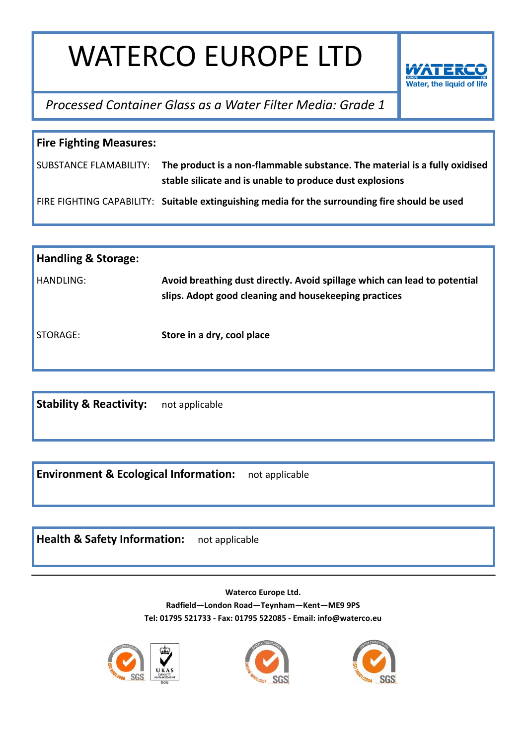# WATERCO EUROPE LTD

*Processed Container Glass as a Water Filter Media: Grade 1*

## Fire Fighting Measures:

| | |
|---|---|
| SUBSTANCE FLAMABILITY: | **The product is a non-flammable substance. The material is a fully oxidised stable silicate and is unable to produce dust explosions** |
| FIRE FIGHTING CAPABILITY: | **Suitable extinguishing media for the surrounding fire should be used** |

## Handling & Storage:

| | |
|---|---|
| HANDLING: | **Avoid breathing dust directly. Avoid spillage which can lead to potential slips. Adopt good cleaning and housekeeping practices** |
| STORAGE: | **Store in a dry, cool place** |

**Stability & Reactivity:** not applicable

**Environment & Ecological Information:** not applicable

**Health & Safety Information:** not applicable

---

**Waterco Europe Ltd.**
**Radfield—London Road—Teynham—Kent—ME9 9PS**
**Tel: 01795 521733 - Fax: 01795 522085 - Email: info@waterco.eu**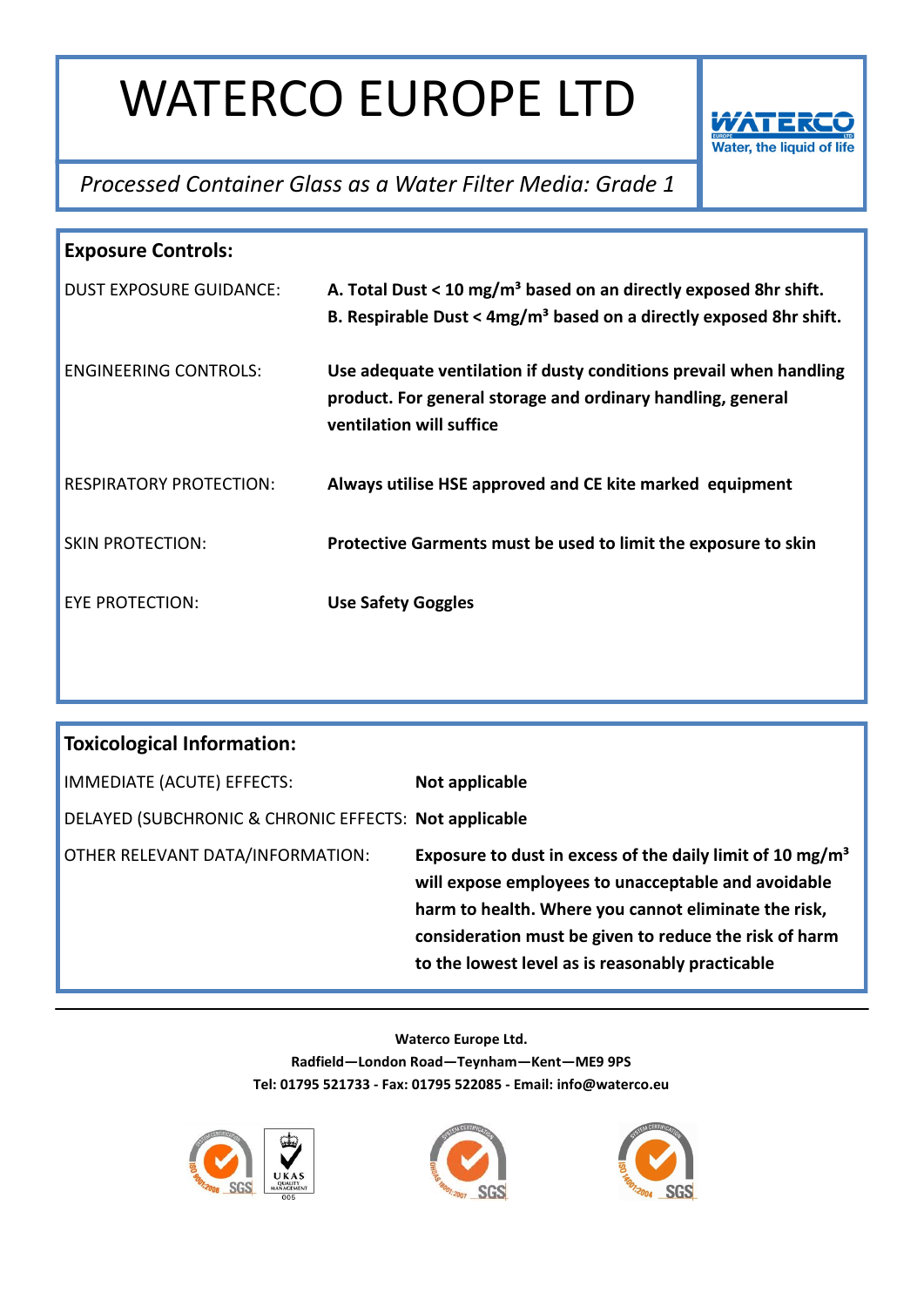# WATERCO EUROPE LTD

*Processed Container Glass as a Water Filter Media: Grade 1*

## Exposure Controls:

| | |
|---|---|
| DUST EXPOSURE GUIDANCE: | **A. Total Dust < 10 mg/m³ based on an directly exposed 8hr shift.** <br> **B. Respirable Dust < 4mg/m³ based on a directly exposed 8hr shift.** |
| ENGINEERING CONTROLS: | **Use adequate ventilation if dusty conditions prevail when handling product. For general storage and ordinary handling, general ventilation will suffice** |
| RESPIRATORY PROTECTION: | **Always utilise HSE approved and CE kite marked equipment** |
| SKIN PROTECTION: | **Protective Garments must be used to limit the exposure to skin** |
| EYE PROTECTION: | **Use Safety Goggles** |

## Toxicological Information:

| | |
|---|---|
| IMMEDIATE (ACUTE) EFFECTS: | **Not applicable** |
| DELAYED (SUBCHRONIC & CHRONIC EFFECTS: | **Not applicable** |
| OTHER RELEVANT DATA/INFORMATION: | **Exposure to dust in excess of the daily limit of 10 mg/m³ will expose employees to unacceptable and avoidable harm to health. Where you cannot eliminate the risk, consideration must be given to reduce the risk of harm to the lowest level as is reasonably practicable** |

**Waterco Europe Ltd.**
**Radfield—London Road—Teynham—Kent—ME9 9PS**
**Tel: 01795 521733 - Fax: 01795 522085 - Email: info@waterco.eu**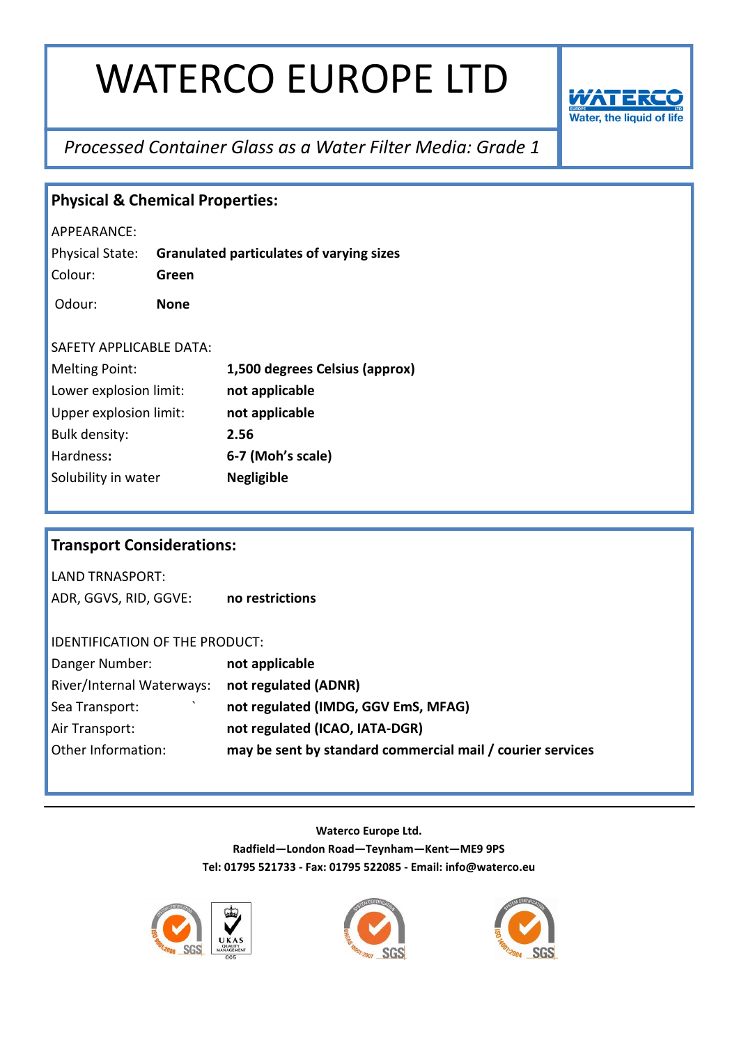# WATERCO EUROPE LTD

Water, the liquid of life

*Processed Container Glass as a Water Filter Media: Grade 1*

## Physical & Chemical Properties:

APPEARANCE:

| | |
|---|---|
| Physical State: | **Granulated particulates of varying sizes** |
| Colour: | **Green** |
| Odour: | **None** |

SAFETY APPLICABLE DATA:

| | |
|---|---|
| Melting Point: | **1,500 degrees Celsius (approx)** |
| Lower explosion limit: | **not applicable** |
| Upper explosion limit: | **not applicable** |
| Bulk density: | **2.56** |
| Hardness**:** | **6-7 (Moh's scale)** |
| Solubility in water | **Negligible** |

## Transport Considerations:

LAND TRNASPORT:

| | |
|---|---|
| ADR, GGVS, RID, GGVE: | **no restrictions** |

IDENTIFICATION OF THE PRODUCT:

| | |
|---|---|
| Danger Number: | **not applicable** |
| River/Internal Waterways: | **not regulated (ADNR)** |
| Sea Transport: ` | **not regulated (IMDG, GGV EmS, MFAG)** |
| Air Transport: | **not regulated (ICAO, IATA-DGR)** |
| Other Information: | **may be sent by standard commercial mail / courier services** |

---

**Waterco Europe Ltd.**

**Radfield—London Road—Teynham—Kent—ME9 9PS**

**Tel: 01795 521733 - Fax: 01795 522085 - Email: info@waterco.eu**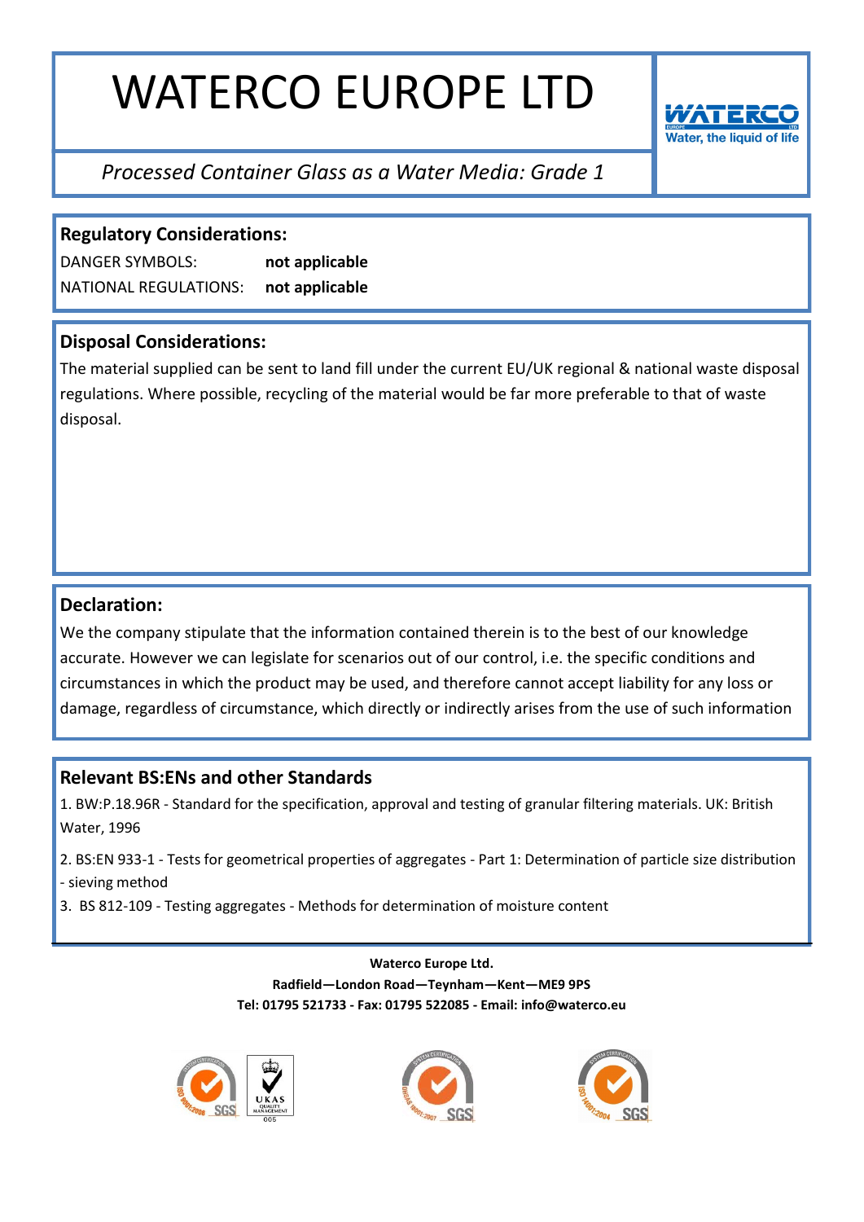# WATERCO EUROPE LTD

*Processed Container Glass as a Water Media: Grade 1*

## Regulatory Considerations:

DANGER SYMBOLS: **not applicable**

NATIONAL REGULATIONS: **not applicable**

## Disposal Considerations:

The material supplied can be sent to land fill under the current EU/UK regional & national waste disposal regulations. Where possible, recycling of the material would be far more preferable to that of waste disposal.

## Declaration:

We the company stipulate that the information contained therein is to the best of our knowledge accurate. However we can legislate for scenarios out of our control, i.e. the specific conditions and circumstances in which the product may be used, and therefore cannot accept liability for any loss or damage, regardless of circumstance, which directly or indirectly arises from the use of such information

## Relevant BS:ENs and other Standards

1. BW:P.18.96R - Standard for the specification, approval and testing of granular filtering materials. UK: British Water, 1996
2. BS:EN 933-1 - Tests for geometrical properties of aggregates - Part 1: Determination of particle size distribution - sieving method
3. BS 812-109 - Testing aggregates - Methods for determination of moisture content

**Waterco Europe Ltd.**
**Radfield—London Road—Teynham—Kent—ME9 9PS**
**Tel: 01795 521733 - Fax: 01795 522085 - Email: info@waterco.eu**